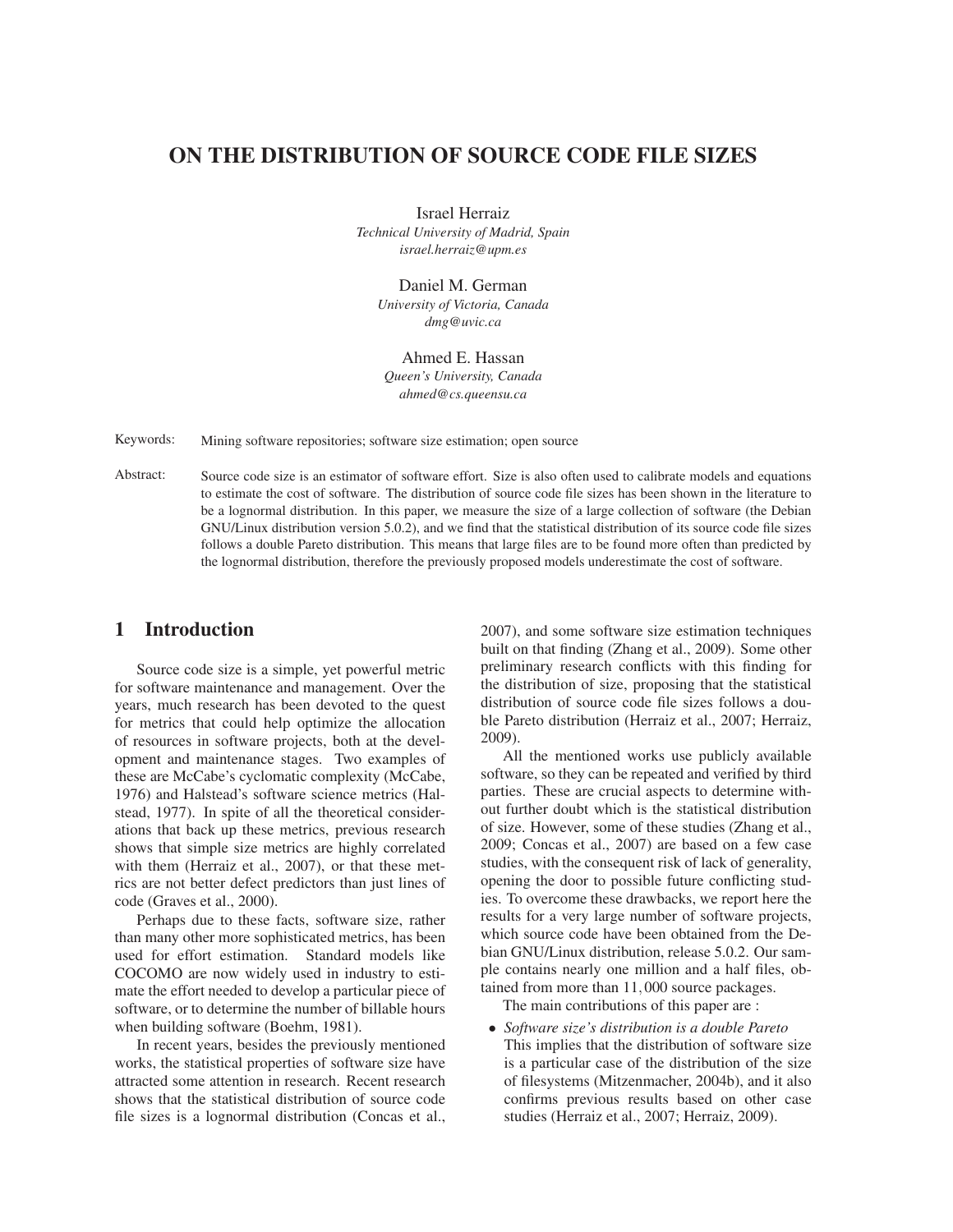# ON THE DISTRIBUTION OF SOURCE CODE FILE SIZES

Israel Herraiz
*Technical University of Madrid, Spain*
*israel.herraiz@upm.es*

Daniel M. German
*University of Victoria, Canada*
*dmg@uvic.ca*

Ahmed E. Hassan
*Queen's University, Canada*
*ahmed@cs.queensu.ca*

Keywords: Mining software repositories; software size estimation; open source

Abstract: Source code size is an estimator of software effort. Size is also often used to calibrate models and equations to estimate the cost of software. The distribution of source code file sizes has been shown in the literature to be a lognormal distribution. In this paper, we measure the size of a large collection of software (the Debian GNU/Linux distribution version 5.0.2), and we find that the statistical distribution of its source code file sizes follows a double Pareto distribution. This means that large files are to be found more often than predicted by the lognormal distribution, therefore the previously proposed models underestimate the cost of software.

## 1 Introduction

Source code size is a simple, yet powerful metric for software maintenance and management. Over the years, much research has been devoted to the quest for metrics that could help optimize the allocation of resources in software projects, both at the development and maintenance stages. Two examples of these are McCabe's cyclomatic complexity (McCabe, 1976) and Halstead's software science metrics (Halstead, 1977). In spite of all the theoretical considerations that back up these metrics, previous research shows that simple size metrics are highly correlated with them (Herraiz et al., 2007), or that these metrics are not better defect predictors than just lines of code (Graves et al., 2000).

Perhaps due to these facts, software size, rather than many other more sophisticated metrics, has been used for effort estimation. Standard models like COCOMO are now widely used in industry to estimate the effort needed to develop a particular piece of software, or to determine the number of billable hours when building software (Boehm, 1981).

In recent years, besides the previously mentioned works, the statistical properties of software size have attracted some attention in research. Recent research shows that the statistical distribution of source code file sizes is a lognormal distribution (Concas et al., 2007), and some software size estimation techniques built on that finding (Zhang et al., 2009). Some other preliminary research conflicts with this finding for the distribution of size, proposing that the statistical distribution of source code file sizes follows a double Pareto distribution (Herraiz et al., 2007; Herraiz, 2009).

All the mentioned works use publicly available software, so they can be repeated and verified by third parties. These are crucial aspects to determine without further doubt which is the statistical distribution of size. However, some of these studies (Zhang et al., 2009; Concas et al., 2007) are based on a few case studies, with the consequent risk of lack of generality, opening the door to possible future conflicting studies. To overcome these drawbacks, we report here the results for a very large number of software projects, which source code have been obtained from the Debian GNU/Linux distribution, release 5.0.2. Our sample contains nearly one million and a half files, obtained from more than $11,000$ source packages.

The main contributions of this paper are :

- *Software size's distribution is a double Pareto*
  This implies that the distribution of software size is a particular case of the distribution of the size of filesystems (Mitzenmacher, 2004b), and it also confirms previous results based on other case studies (Herraiz et al., 2007; Herraiz, 2009).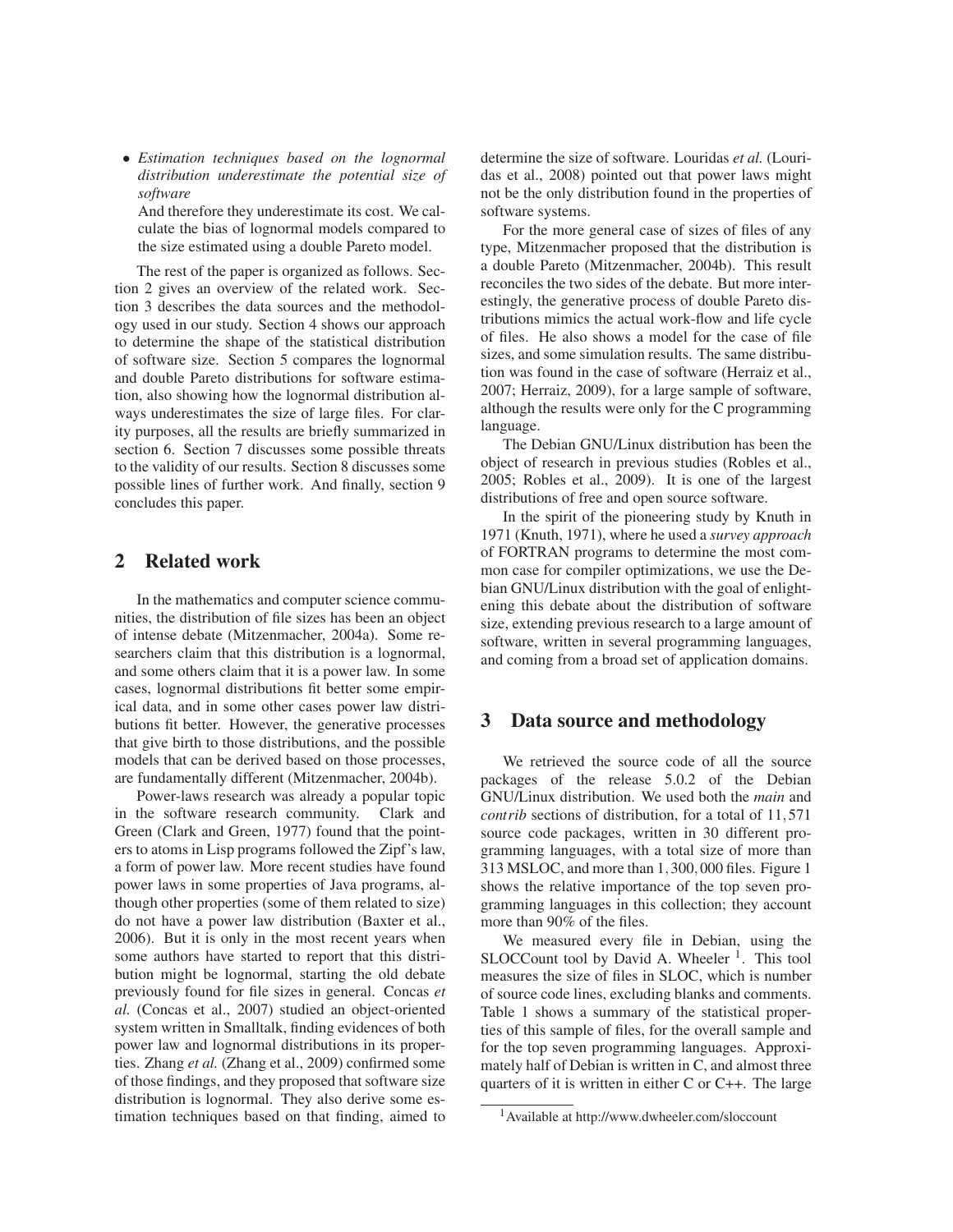- *Estimation techniques based on the lognormal distribution underestimate the potential size of software*

  And therefore they underestimate its cost. We calculate the bias of lognormal models compared to the size estimated using a double Pareto model.

The rest of the paper is organized as follows. Section 2 gives an overview of the related work. Section 3 describes the data sources and the methodology used in our study. Section 4 shows our approach to determine the shape of the statistical distribution of software size. Section 5 compares the lognormal and double Pareto distributions for software estimation, also showing how the lognormal distribution always underestimates the size of large files. For clarity purposes, all the results are briefly summarized in section 6. Section 7 discusses some possible threats to the validity of our results. Section 8 discusses some possible lines of further work. And finally, section 9 concludes this paper.

## 2 Related work

In the mathematics and computer science communities, the distribution of file sizes has been an object of intense debate (Mitzenmacher, 2004a). Some researchers claim that this distribution is a lognormal, and some others claim that it is a power law. In some cases, lognormal distributions fit better some empirical data, and in some other cases power law distributions fit better. However, the generative processes that give birth to those distributions, and the possible models that can be derived based on those processes, are fundamentally different (Mitzenmacher, 2004b).

Power-laws research was already a popular topic in the software research community. Clark and Green (Clark and Green, 1977) found that the pointers to atoms in Lisp programs followed the Zipf's law, a form of power law. More recent studies have found power laws in some properties of Java programs, although other properties (some of them related to size) do not have a power law distribution (Baxter et al., 2006). But it is only in the most recent years when some authors have started to report that this distribution might be lognormal, starting the old debate previously found for file sizes in general. Concas *et al.* (Concas et al., 2007) studied an object-oriented system written in Smalltalk, finding evidences of both power law and lognormal distributions in its properties. Zhang *et al.* (Zhang et al., 2009) confirmed some of those findings, and they proposed that software size distribution is lognormal. They also derive some estimation techniques based on that finding, aimed to determine the size of software. Louridas *et al.* (Louridas et al., 2008) pointed out that power laws might not be the only distribution found in the properties of software systems.

For the more general case of sizes of files of any type, Mitzenmacher proposed that the distribution is a double Pareto (Mitzenmacher, 2004b). This result reconciles the two sides of the debate. But more interestingly, the generative process of double Pareto distributions mimics the actual work-flow and life cycle of files. He also shows a model for the case of file sizes, and some simulation results. The same distribution was found in the case of software (Herraiz et al., 2007; Herraiz, 2009), for a large sample of software, although the results were only for the C programming language.

The Debian GNU/Linux distribution has been the object of research in previous studies (Robles et al., 2005; Robles et al., 2009). It is one of the largest distributions of free and open source software.

In the spirit of the pioneering study by Knuth in 1971 (Knuth, 1971), where he used a *survey approach* of FORTRAN programs to determine the most common case for compiler optimizations, we use the Debian GNU/Linux distribution with the goal of enlightening this debate about the distribution of software size, extending previous research to a large amount of software, written in several programming languages, and coming from a broad set of application domains.

## 3 Data source and methodology

We retrieved the source code of all the source packages of the release 5.0.2 of the Debian GNU/Linux distribution. We used both the *main* and *contrib* sections of distribution, for a total of 11,571 source code packages, written in 30 different programming languages, with a total size of more than 313 MSLOC, and more than 1,300,000 files. Figure 1 shows the relative importance of the top seven programming languages in this collection; they account more than 90% of the files.

We measured every file in Debian, using the SLOCCount tool by David A. Wheeler [1]. This tool measures the size of files in SLOC, which is number of source code lines, excluding blanks and comments. Table 1 shows a summary of the statistical properties of this sample of files, for the overall sample and for the top seven programming languages. Approximately half of Debian is written in C, and almost three quarters of it is written in either C or C++. The large

[1] Available at http://www.dwheeler.com/sloccount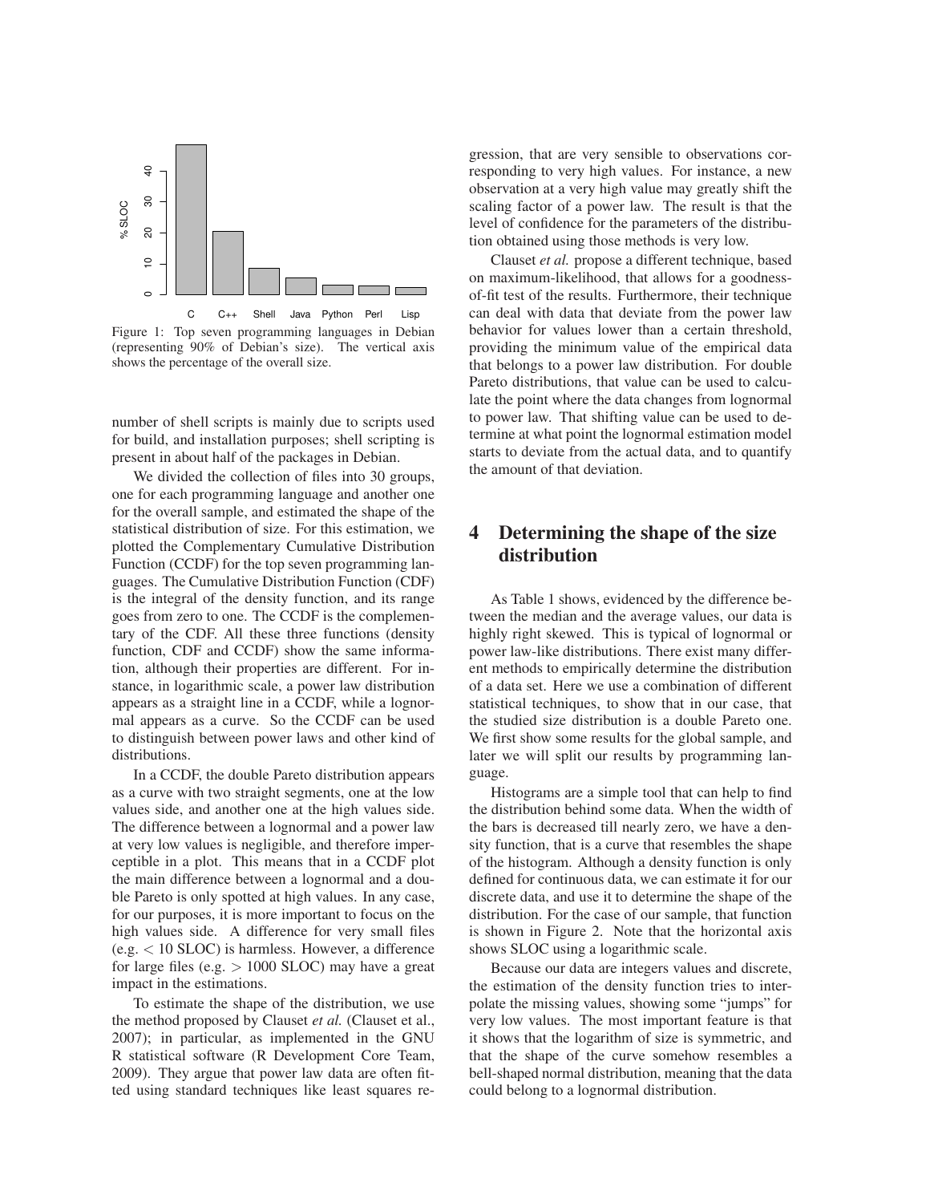Figure 1: Top seven programming languages in Debian (representing 90% of Debian's size). The vertical axis shows the percentage of the overall size.

number of shell scripts is mainly due to scripts used for build, and installation purposes; shell scripting is present in about half of the packages in Debian.

We divided the collection of files into 30 groups, one for each programming language and another one for the overall sample, and estimated the shape of the statistical distribution of size. For this estimation, we plotted the Complementary Cumulative Distribution Function (CCDF) for the top seven programming languages. The Cumulative Distribution Function (CDF) is the integral of the density function, and its range goes from zero to one. The CCDF is the complementary of the CDF. All these three functions (density function, CDF and CCDF) show the same information, although their properties are different. For instance, in logarithmic scale, a power law distribution appears as a straight line in a CCDF, while a lognormal appears as a curve. So the CCDF can be used to distinguish between power laws and other kind of distributions.

In a CCDF, the double Pareto distribution appears as a curve with two straight segments, one at the low values side, and another one at the high values side. The difference between a lognormal and a power law at very low values is negligible, and therefore imperceptible in a plot. This means that in a CCDF plot the main difference between a lognormal and a double Pareto is only spotted at high values. In any case, for our purposes, it is more important to focus on the high values side. A difference for very small files (e.g. < 10 SLOC) is harmless. However, a difference for large files (e.g. > 1000 SLOC) may have a great impact in the estimations.

To estimate the shape of the distribution, we use the method proposed by Clauset *et al.* (Clauset et al., 2007); in particular, as implemented in the GNU R statistical software (R Development Core Team, 2009). They argue that power law data are often fitted using standard techniques like least squares regression, that are very sensible to observations corresponding to very high values. For instance, a new observation at a very high value may greatly shift the scaling factor of a power law. The result is that the level of confidence for the parameters of the distribution obtained using those methods is very low.

Clauset *et al.* propose a different technique, based on maximum-likelihood, that allows for a goodness-of-fit test of the results. Furthermore, their technique can deal with data that deviate from the power law behavior for values lower than a certain threshold, providing the minimum value of the empirical data that belongs to a power law distribution. For double Pareto distributions, that value can be used to calculate the point where the data changes from lognormal to power law. That shifting value can be used to determine at what point the lognormal estimation model starts to deviate from the actual data, and to quantify the amount of that deviation.

# 4 Determining the shape of the size distribution

As Table 1 shows, evidenced by the difference between the median and the average values, our data is highly right skewed. This is typical of lognormal or power law-like distributions. There exist many different methods to empirically determine the distribution of a data set. Here we use a combination of different statistical techniques, to show that in our case, that the studied size distribution is a double Pareto one. We first show some results for the global sample, and later we will split our results by programming language.

Histograms are a simple tool that can help to find the distribution behind some data. When the width of the bars is decreased till nearly zero, we have a density function, that is a curve that resembles the shape of the histogram. Although a density function is only defined for continuous data, we can estimate it for our discrete data, and use it to determine the shape of the distribution. For the case of our sample, that function is shown in Figure 2. Note that the horizontal axis shows SLOC using a logarithmic scale.

Because our data are integers values and discrete, the estimation of the density function tries to interpolate the missing values, showing some "jumps" for very low values. The most important feature is that it shows that the logarithm of size is symmetric, and that the shape of the curve somehow resembles a bell-shaped normal distribution, meaning that the data could belong to a lognormal distribution.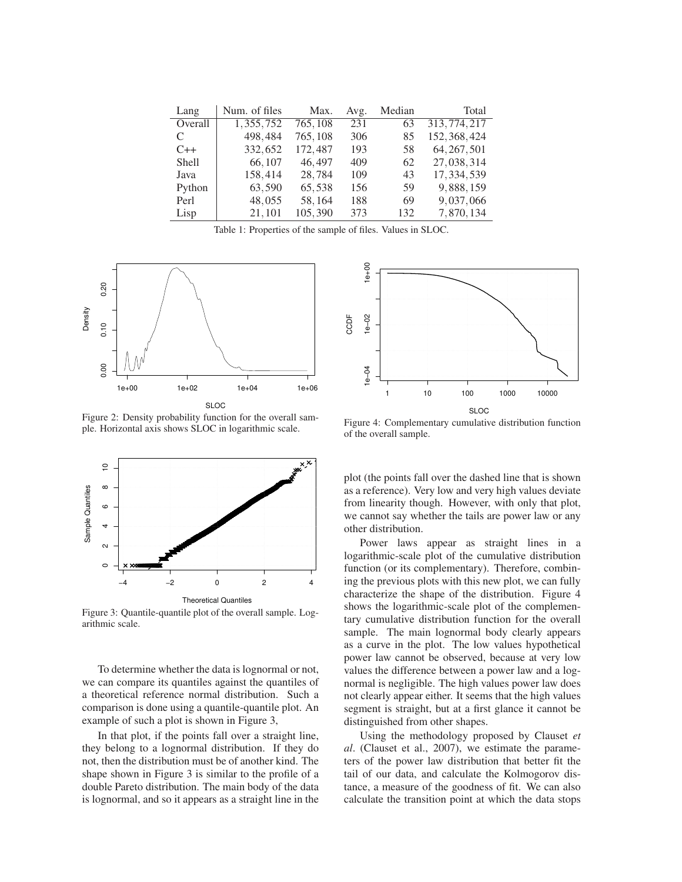| Lang | Num. of files | Max. | Avg. | Median | Total |
|---|---|---|---|---|---|
| Overall | 1,355,752 | 765,108 | 231 | 63 | 313,774,217 |
| C | 498,484 | 765,108 | 306 | 85 | 152,368,424 |
| C++ | 332,652 | 172,487 | 193 | 58 | 64,267,501 |
| Shell | 66,107 | 46,497 | 409 | 62 | 27,038,314 |
| Java | 158,414 | 28,784 | 109 | 43 | 17,334,539 |
| Python | 63,590 | 65,538 | 156 | 59 | 9,888,159 |
| Perl | 48,055 | 58,164 | 188 | 69 | 9,037,066 |
| Lisp | 21,101 | 105,390 | 373 | 132 | 7,870,134 |

Table 1: Properties of the sample of files. Values in SLOC.

Figure 2: Density probability function for the overall sample. Horizontal axis shows SLOC in logarithmic scale.

Figure 3: Quantile-quantile plot of the overall sample. Logarithmic scale.

Figure 4: Complementary cumulative distribution function of the overall sample.

To determine whether the data is lognormal or not, we can compare its quantiles against the quantiles of a theoretical reference normal distribution. Such a comparison is done using a quantile-quantile plot. An example of such a plot is shown in Figure 3,

In that plot, if the points fall over a straight line, they belong to a lognormal distribution. If they do not, then the distribution must be of another kind. The shape shown in Figure 3 is similar to the profile of a double Pareto distribution. The main body of the data is lognormal, and so it appears as a straight line in the plot (the points fall over the dashed line that is shown as a reference). Very low and very high values deviate from linearity though. However, with only that plot, we cannot say whether the tails are power law or any other distribution.

Power laws appear as straight lines in a logarithmic-scale plot of the cumulative distribution function (or its complementary). Therefore, combining the previous plots with this new plot, we can fully characterize the shape of the distribution. Figure 4 shows the logarithmic-scale plot of the complementary cumulative distribution function for the overall sample. The main lognormal body clearly appears as a curve in the plot. The low values hypothetical power law cannot be observed, because at very low values the difference between a power law and a lognormal is negligible. The high values power law does not clearly appear either. It seems that the high values segment is straight, but at a first glance it cannot be distinguished from other shapes.

Using the methodology proposed by Clauset *et al*. (Clauset et al., 2007), we estimate the parameters of the power law distribution that better fit the tail of our data, and calculate the Kolmogorov distance, a measure of the goodness of fit. We can also calculate the transition point at which the data stops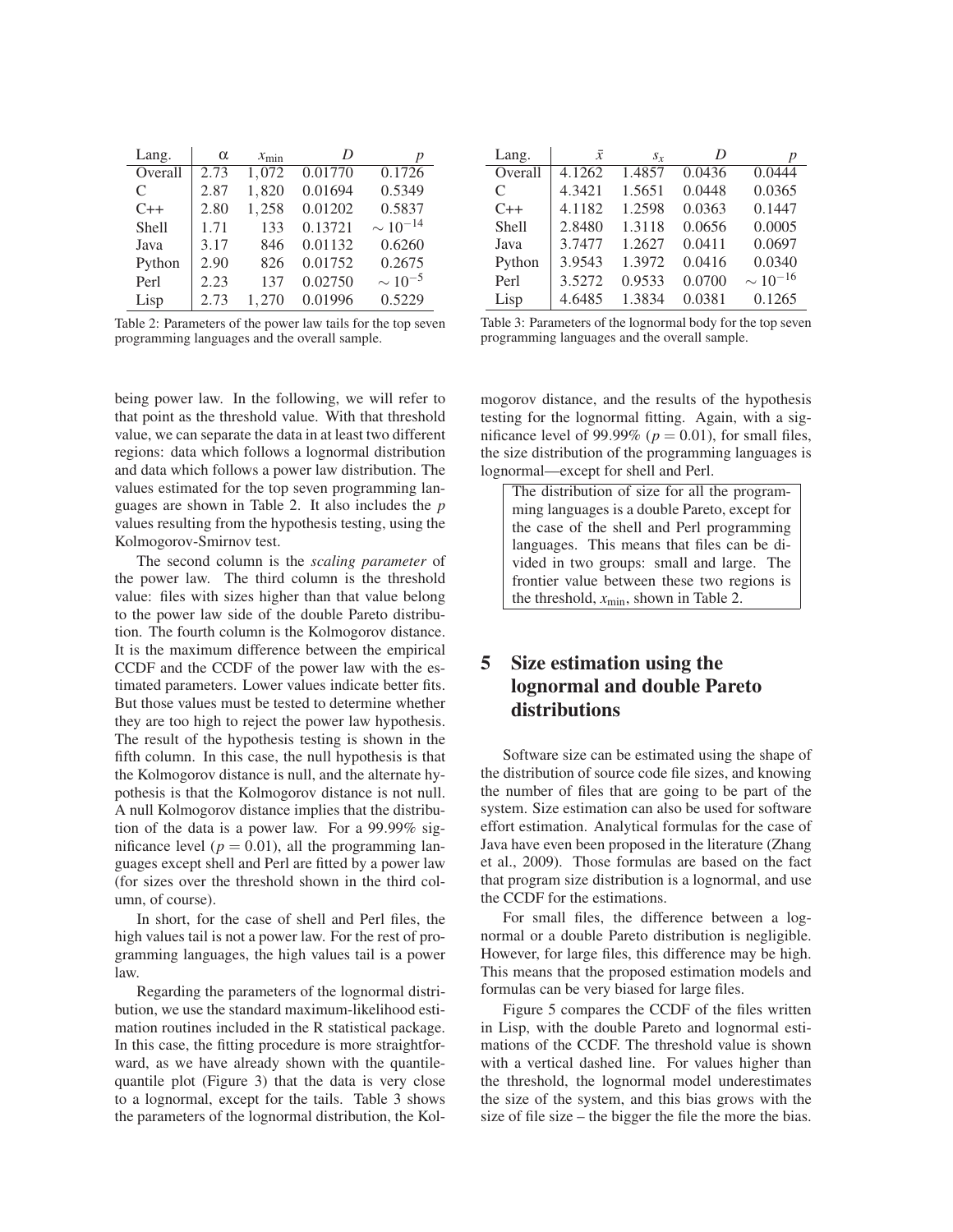| Lang. | $\alpha$ | $x_{\min}$ | $D$ | $p$ |
|---|---|---|---|---|
| Overall | 2.73 | 1,072 | 0.01770 | 0.1726 |
| C | 2.87 | 1,820 | 0.01694 | 0.5349 |
| C++ | 2.80 | 1,258 | 0.01202 | 0.5837 |
| Shell | 1.71 | 133 | 0.13721 | $\sim 10^{-14}$ |
| Java | 3.17 | 846 | 0.01132 | 0.6260 |
| Python | 2.90 | 826 | 0.01752 | 0.2675 |
| Perl | 2.23 | 137 | 0.02750 | $\sim 10^{-5}$ |
| Lisp | 2.73 | 1,270 | 0.01996 | 0.5229 |

Table 2: Parameters of the power law tails for the top seven programming languages and the overall sample.

| Lang. | $\bar{x}$ | $s_x$ | $D$ | $p$ |
|---|---|---|---|---|
| Overall | 4.1262 | 1.4857 | 0.0436 | 0.0444 |
| C | 4.3421 | 1.5651 | 0.0448 | 0.0365 |
| C++ | 4.1182 | 1.2598 | 0.0363 | 0.1447 |
| Shell | 2.8480 | 1.3118 | 0.0656 | 0.0005 |
| Java | 3.7477 | 1.2627 | 0.0411 | 0.0697 |
| Python | 3.9543 | 1.3972 | 0.0416 | 0.0340 |
| Perl | 3.5272 | 0.9533 | 0.0700 | $\sim 10^{-16}$ |
| Lisp | 4.6485 | 1.3834 | 0.0381 | 0.1265 |

Table 3: Parameters of the lognormal body for the top seven programming languages and the overall sample.

being power law. In the following, we will refer to that point as the threshold value. With that threshold value, we can separate the data in at least two different regions: data which follows a lognormal distribution and data which follows a power law distribution. The values estimated for the top seven programming languages are shown in Table 2. It also includes the $p$ values resulting from the hypothesis testing, using the Kolmogorov-Smirnov test.

The second column is the *scaling parameter* of the power law. The third column is the threshold value: files with sizes higher than that value belong to the power law side of the double Pareto distribution. The fourth column is the Kolmogorov distance. It is the maximum difference between the empirical CCDF and the CCDF of the power law with the estimated parameters. Lower values indicate better fits. But those values must be tested to determine whether they are too high to reject the power law hypothesis. The result of the hypothesis testing is shown in the fifth column. In this case, the null hypothesis is that the Kolmogorov distance is null, and the alternate hypothesis is that the Kolmogorov distance is not null. A null Kolmogorov distance implies that the distribution of the data is a power law. For a 99.99% significance level ($p = 0.01$), all the programming languages except shell and Perl are fitted by a power law (for sizes over the threshold shown in the third column, of course).

In short, for the case of shell and Perl files, the high values tail is not a power law. For the rest of programming languages, the high values tail is a power law.

Regarding the parameters of the lognormal distribution, we use the standard maximum-likelihood estimation routines included in the R statistical package. In this case, the fitting procedure is more straightforward, as we have already shown with the quantile-quantile plot (Figure 3) that the data is very close to a lognormal, except for the tails. Table 3 shows the parameters of the lognormal distribution, the Kolmogorov distance, and the results of the hypothesis testing for the lognormal fitting. Again, with a significance level of 99.99% ($p = 0.01$), for small files, the size distribution of the programming languages is lognormal—except for shell and Perl.

> The distribution of size for all the programming languages is a double Pareto, except for the case of the shell and Perl programming languages. This means that files can be divided in two groups: small and large. The frontier value between these two regions is the threshold, $x_{\min}$, shown in Table 2.

## 5 Size estimation using the lognormal and double Pareto distributions

Software size can be estimated using the shape of the distribution of source code file sizes, and knowing the number of files that are going to be part of the system. Size estimation can also be used for software effort estimation. Analytical formulas for the case of Java have even been proposed in the literature (Zhang et al., 2009). Those formulas are based on the fact that program size distribution is a lognormal, and use the CCDF for the estimations.

For small files, the difference between a lognormal or a double Pareto distribution is negligible. However, for large files, this difference may be high. This means that the proposed estimation models and formulas can be very biased for large files.

Figure 5 compares the CCDF of the files written in Lisp, with the double Pareto and lognormal estimations of the CCDF. The threshold value is shown with a vertical dashed line. For values higher than the threshold, the lognormal model underestimates the size of the system, and this bias grows with the size of file size – the bigger the file the more the bias.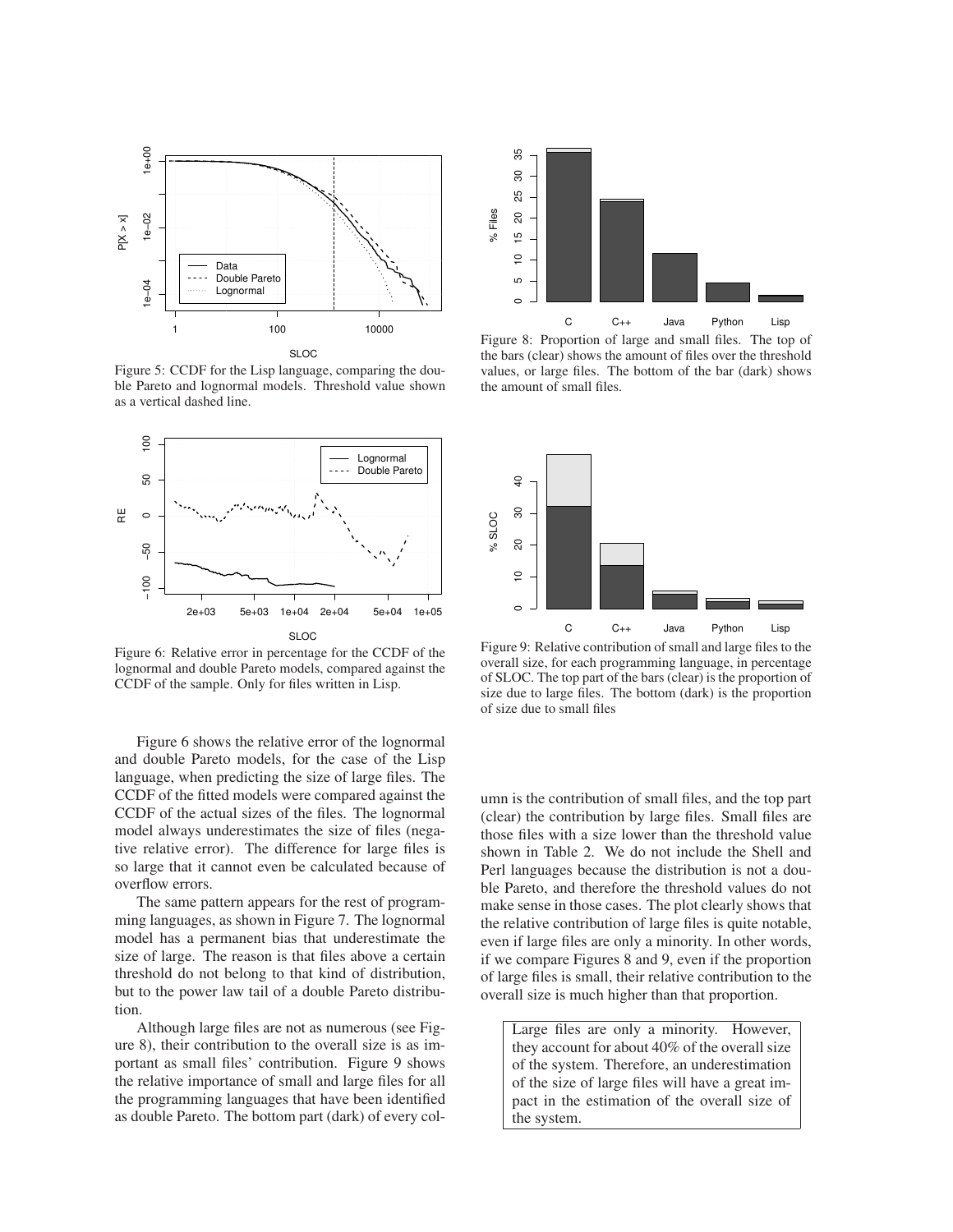Figure 5: CCDF for the Lisp language, comparing the double Pareto and lognormal models. Threshold value shown as a vertical dashed line.

Figure 6: Relative error in percentage for the CCDF of the lognormal and double Pareto models, compared against the CCDF of the sample. Only for files written in Lisp.

Figure 6 shows the relative error of the lognormal and double Pareto models, for the case of the Lisp language, when predicting the size of large files. The CCDF of the fitted models were compared against the CCDF of the actual sizes of the files. The lognormal model always underestimates the size of files (negative relative error). The difference for large files is so large that it cannot even be calculated because of overflow errors.

The same pattern appears for the rest of programming languages, as shown in Figure 7. The lognormal model has a permanent bias that underestimate the size of large. The reason is that files above a certain threshold do not belong to that kind of distribution, but to the power law tail of a double Pareto distribution.

Although large files are not as numerous (see Figure 8), their contribution to the overall size is as important as small files' contribution. Figure 9 shows the relative importance of small and large files for all the programming languages that have been identified as double Pareto. The bottom part (dark) of every column is the contribution of small files, and the top part (clear) the contribution by large files. Small files are those files with a size lower than the threshold value shown in Table 2. We do not include the Shell and Perl languages because the distribution is not a double Pareto, and therefore the threshold values do not make sense in those cases. The plot clearly shows that the relative contribution of large files is quite notable, even if large files are only a minority. In other words, if we compare Figures 8 and 9, even if the proportion of large files is small, their relative contribution to the overall size is much higher than that proportion.

Figure 8: Proportion of large and small files. The top of the bars (clear) shows the amount of files over the threshold values, or large files. The bottom of the bar (dark) shows the amount of small files.

Figure 9: Relative contribution of small and large files to the overall size, for each programming language, in percentage of SLOC. The top part of the bars (clear) is the proportion of size due to large files. The bottom (dark) is the proportion of size due to small files

> Large files are only a minority. However, they account for about 40% of the overall size of the system. Therefore, an underestimation of the size of large files will have a great impact in the estimation of the overall size of the system.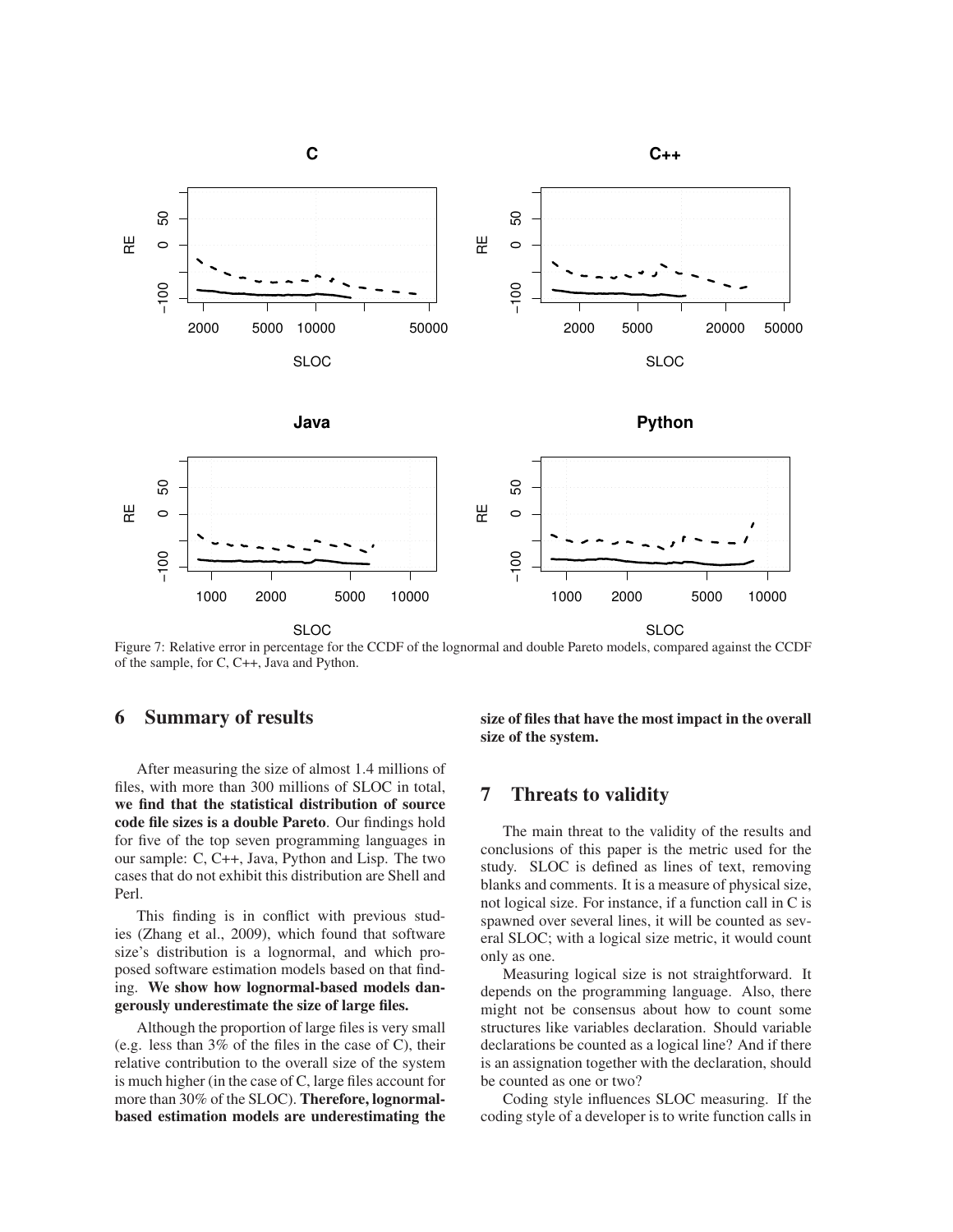Figure 7: Relative error in percentage for the CCDF of the lognormal and double Pareto models, compared against the CCDF of the sample, for C, C++, Java and Python.

## 6 Summary of results

After measuring the size of almost 1.4 millions of files, with more than 300 millions of SLOC in total, **we find that the statistical distribution of source code file sizes is a double Pareto**. Our findings hold for five of the top seven programming languages in our sample: C, C++, Java, Python and Lisp. The two cases that do not exhibit this distribution are Shell and Perl.

This finding is in conflict with previous studies (Zhang et al., 2009), which found that software size's distribution is a lognormal, and which proposed software estimation models based on that finding. **We show how lognormal-based models dangerously underestimate the size of large files.**

Although the proportion of large files is very small (e.g. less than 3% of the files in the case of C), their relative contribution to the overall size of the system is much higher (in the case of C, large files account for more than 30% of the SLOC). **Therefore, lognormal-based estimation models are underestimating the size of files that have the most impact in the overall size of the system.**

## 7 Threats to validity

The main threat to the validity of the results and conclusions of this paper is the metric used for the study. SLOC is defined as lines of text, removing blanks and comments. It is a measure of physical size, not logical size. For instance, if a function call in C is spawned over several lines, it will be counted as several SLOC; with a logical size metric, it would count only as one.

Measuring logical size is not straightforward. It depends on the programming language. Also, there might not be consensus about how to count some structures like variables declaration. Should variable declarations be counted as a logical line? And if there is an assignation together with the declaration, should be counted as one or two?

Coding style influences SLOC measuring. If the coding style of a developer is to write function calls in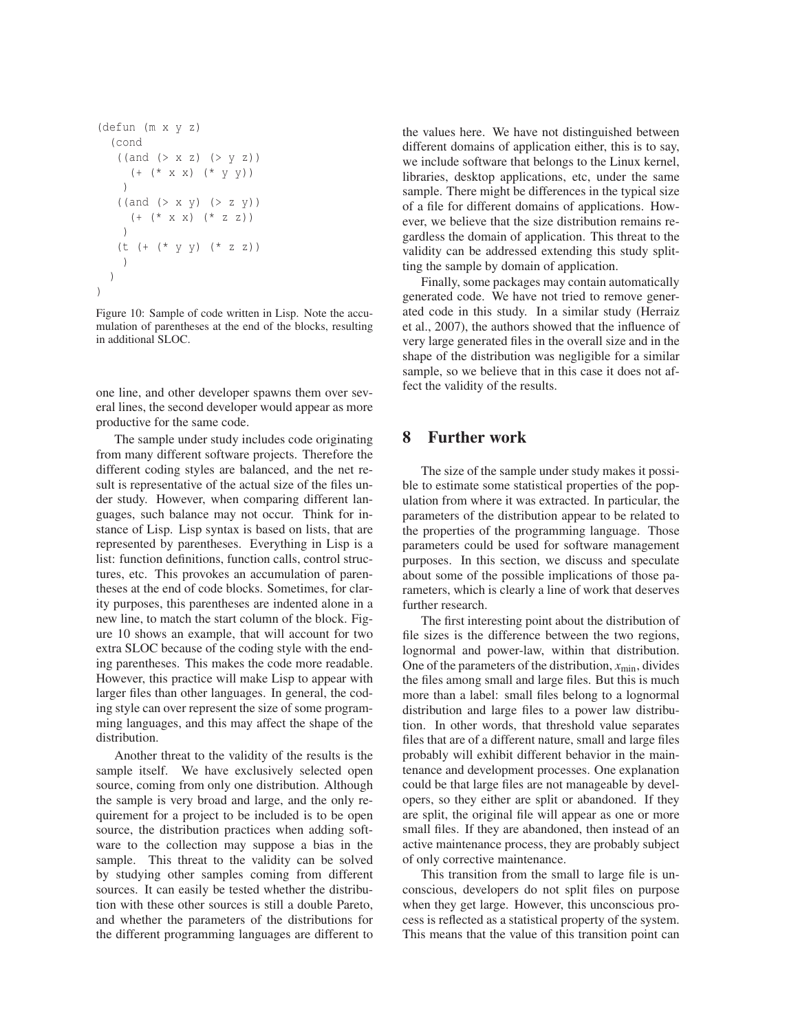```
(defun (m x y z)
  (cond
   ((and (> x z) (> y z))
     (+ (* x x) (* y y))
    )
   ((and (> x y) (> z y))
     (+ (* x x) (* z z))
    )
   (t (+ (* y y) (* z z))
    )
  )
)
```

Figure 10: Sample of code written in Lisp. Note the accumulation of parentheses at the end of the blocks, resulting in additional SLOC.

one line, and other developer spawns them over several lines, the second developer would appear as more productive for the same code.

The sample under study includes code originating from many different software projects. Therefore the different coding styles are balanced, and the net result is representative of the actual size of the files under study. However, when comparing different languages, such balance may not occur. Think for instance of Lisp. Lisp syntax is based on lists, that are represented by parentheses. Everything in Lisp is a list: function definitions, function calls, control structures, etc. This provokes an accumulation of parentheses at the end of code blocks. Sometimes, for clarity purposes, this parentheses are indented alone in a new line, to match the start column of the block. Figure 10 shows an example, that will account for two extra SLOC because of the coding style with the ending parentheses. This makes the code more readable. However, this practice will make Lisp to appear with larger files than other languages. In general, the coding style can over represent the size of some programming languages, and this may affect the shape of the distribution.

Another threat to the validity of the results is the sample itself. We have exclusively selected open source, coming from only one distribution. Although the sample is very broad and large, and the only requirement for a project to be included is to be open source, the distribution practices when adding software to the collection may suppose a bias in the sample. This threat to the validity can be solved by studying other samples coming from different sources. It can easily be tested whether the distribution with these other sources is still a double Pareto, and whether the parameters of the distributions for the different programming languages are different to the values here. We have not distinguished between different domains of application either, this is to say, we include software that belongs to the Linux kernel, libraries, desktop applications, etc, under the same sample. There might be differences in the typical size of a file for different domains of applications. However, we believe that the size distribution remains regardless the domain of application. This threat to the validity can be addressed extending this study splitting the sample by domain of application.

Finally, some packages may contain automatically generated code. We have not tried to remove generated code in this study. In a similar study (Herraiz et al., 2007), the authors showed that the influence of very large generated files in the overall size and in the shape of the distribution was negligible for a similar sample, so we believe that in this case it does not affect the validity of the results.

# 8 Further work

The size of the sample under study makes it possible to estimate some statistical properties of the population from where it was extracted. In particular, the parameters of the distribution appear to be related to the properties of the programming language. Those parameters could be used for software management purposes. In this section, we discuss and speculate about some of the possible implications of those parameters, which is clearly a line of work that deserves further research.

The first interesting point about the distribution of file sizes is the difference between the two regions, lognormal and power-law, within that distribution. One of the parameters of the distribution, $x_{\min}$, divides the files among small and large files. But this is much more than a label: small files belong to a lognormal distribution and large files to a power law distribution. In other words, that threshold value separates files that are of a different nature, small and large files probably will exhibit different behavior in the maintenance and development processes. One explanation could be that large files are not manageable by developers, so they either are split or abandoned. If they are split, the original file will appear as one or more small files. If they are abandoned, then instead of an active maintenance process, they are probably subject of only corrective maintenance.

This transition from the small to large file is unconscious, developers do not split files on purpose when they get large. However, this unconscious process is reflected as a statistical property of the system. This means that the value of this transition point can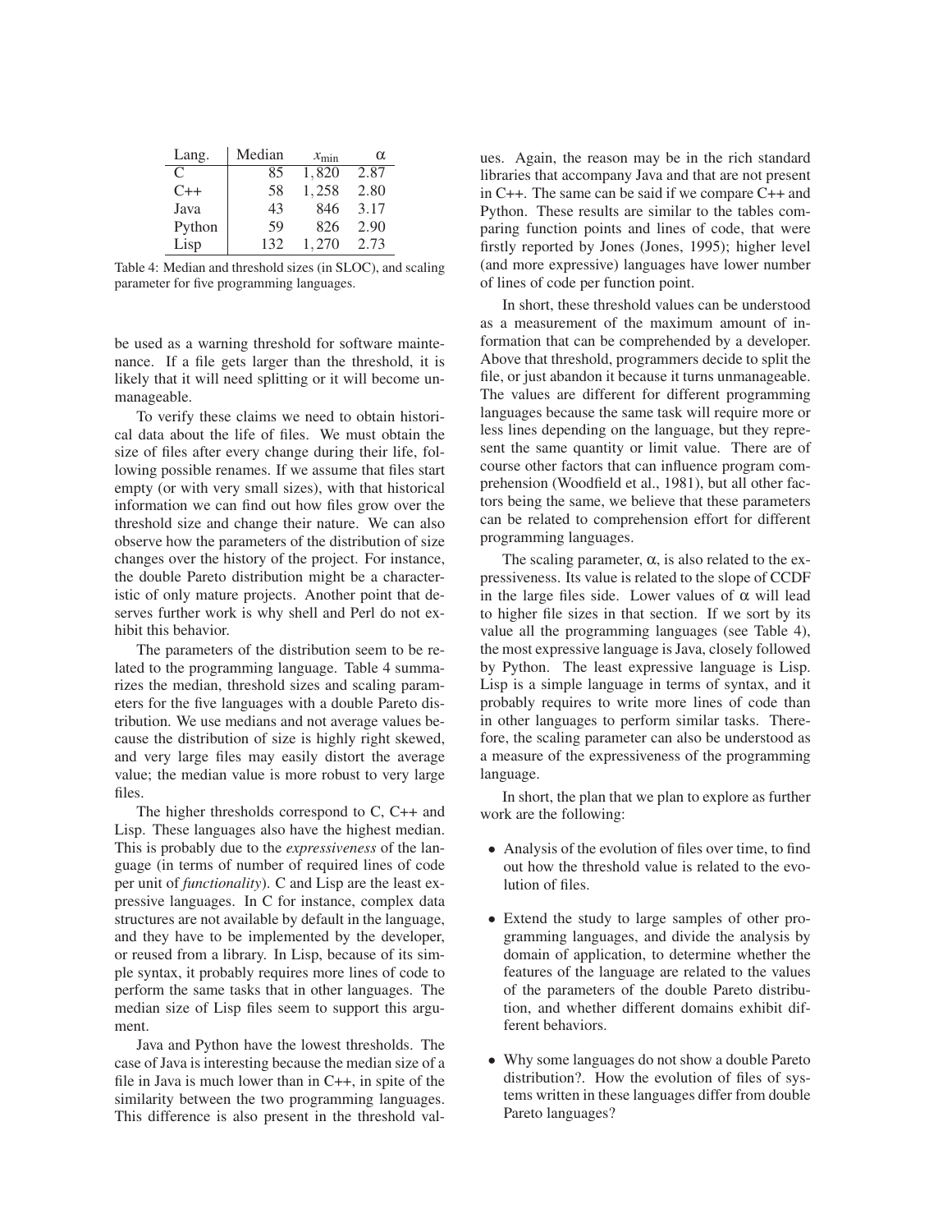| Lang. | Median | $x_{\min}$ | $\alpha$ |
|---|---|---|---|
| C | 85 | 1,820 | 2.87 |
| C++ | 58 | 1,258 | 2.80 |
| Java | 43 | 846 | 3.17 |
| Python | 59 | 826 | 2.90 |
| Lisp | 132 | 1,270 | 2.73 |

Table 4: Median and threshold sizes (in SLOC), and scaling parameter for five programming languages.

be used as a warning threshold for software maintenance. If a file gets larger than the threshold, it is likely that it will need splitting or it will become unmanageable.

To verify these claims we need to obtain historical data about the life of files. We must obtain the size of files after every change during their life, following possible renames. If we assume that files start empty (or with very small sizes), with that historical information we can find out how files grow over the threshold size and change their nature. We can also observe how the parameters of the distribution of size changes over the history of the project. For instance, the double Pareto distribution might be a characteristic of only mature projects. Another point that deserves further work is why shell and Perl do not exhibit this behavior.

The parameters of the distribution seem to be related to the programming language. Table 4 summarizes the median, threshold sizes and scaling parameters for the five languages with a double Pareto distribution. We use medians and not average values because the distribution of size is highly right skewed, and very large files may easily distort the average value; the median value is more robust to very large files.

The higher thresholds correspond to C, C++ and Lisp. These languages also have the highest median. This is probably due to the *expressiveness* of the language (in terms of number of required lines of code per unit of *functionality*). C and Lisp are the least expressive languages. In C for instance, complex data structures are not available by default in the language, and they have to be implemented by the developer, or reused from a library. In Lisp, because of its simple syntax, it probably requires more lines of code to perform the same tasks that in other languages. The median size of Lisp files seem to support this argument.

Java and Python have the lowest thresholds. The case of Java is interesting because the median size of a file in Java is much lower than in C++, in spite of the similarity between the two programming languages. This difference is also present in the threshold values. Again, the reason may be in the rich standard libraries that accompany Java and that are not present in C++. The same can be said if we compare C++ and Python. These results are similar to the tables comparing function points and lines of code, that were firstly reported by Jones (Jones, 1995); higher level (and more expressive) languages have lower number of lines of code per function point.

In short, these threshold values can be understood as a measurement of the maximum amount of information that can be comprehended by a developer. Above that threshold, programmers decide to split the file, or just abandon it because it turns unmanageable. The values are different for different programming languages because the same task will require more or less lines depending on the language, but they represent the same quantity or limit value. There are of course other factors that can influence program comprehension (Woodfield et al., 1981), but all other factors being the same, we believe that these parameters can be related to comprehension effort for different programming languages.

The scaling parameter, $\alpha$, is also related to the expressiveness. Its value is related to the slope of CCDF in the large files side. Lower values of $\alpha$ will lead to higher file sizes in that section. If we sort by its value all the programming languages (see Table 4), the most expressive language is Java, closely followed by Python. The least expressive language is Lisp. Lisp is a simple language in terms of syntax, and it probably requires to write more lines of code than in other languages to perform similar tasks. Therefore, the scaling parameter can also be understood as a measure of the expressiveness of the programming language.

In short, the plan that we plan to explore as further work are the following:

- Analysis of the evolution of files over time, to find out how the threshold value is related to the evolution of files.
- Extend the study to large samples of other programming languages, and divide the analysis by domain of application, to determine whether the features of the language are related to the values of the parameters of the double Pareto distribution, and whether different domains exhibit different behaviors.
- Why some languages do not show a double Pareto distribution?. How the evolution of files of systems written in these languages differ from double Pareto languages?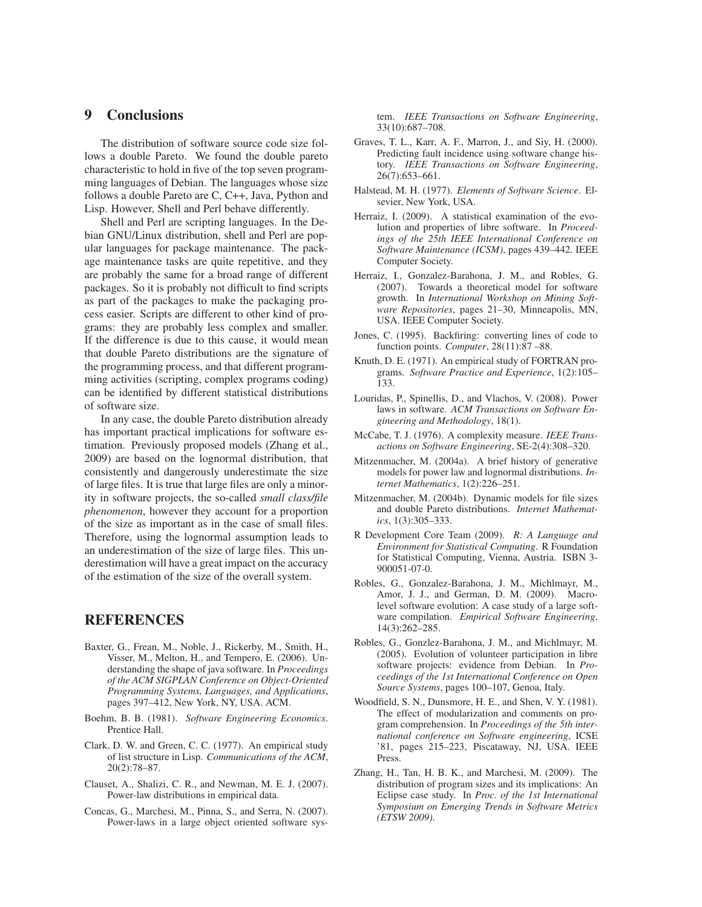## 9 Conclusions

The distribution of software source code size follows a double Pareto. We found the double pareto characteristic to hold in five of the top seven programming languages of Debian. The languages whose size follows a double Pareto are C, C++, Java, Python and Lisp. However, Shell and Perl behave differently.

Shell and Perl are scripting languages. In the Debian GNU/Linux distribution, shell and Perl are popular languages for package maintenance. The package maintenance tasks are quite repetitive, and they are probably the same for a broad range of different packages. So it is probably not difficult to find scripts as part of the packages to make the packaging process easier. Scripts are different to other kind of programs: they are probably less complex and smaller. If the difference is due to this cause, it would mean that double Pareto distributions are the signature of the programming process, and that different programming activities (scripting, complex programs coding) can be identified by different statistical distributions of software size.

In any case, the double Pareto distribution already has important practical implications for software estimation. Previously proposed models (Zhang et al., 2009) are based on the lognormal distribution, that consistently and dangerously underestimate the size of large files. It is true that large files are only a minority in software projects, the so-called *small class/file phenomenon*, however they account for a proportion of the size as important as in the case of small files. Therefore, using the lognormal assumption leads to an underestimation of the size of large files. This underestimation will have a great impact on the accuracy of the estimation of the size of the overall system.

## REFERENCES

Baxter, G., Frean, M., Noble, J., Rickerby, M., Smith, H., Visser, M., Melton, H., and Tempero, E. (2006). Understanding the shape of java software. In *Proceedings of the ACM SIGPLAN Conference on Object-Oriented Programming Systems, Languages, and Applications*, pages 397–412, New York, NY, USA. ACM.

Boehm, B. B. (1981). *Software Engineering Economics*. Prentice Hall.

Clark, D. W. and Green, C. C. (1977). An empirical study of list structure in Lisp. *Communications of the ACM*, 20(2):78–87.

Clauset, A., Shalizi, C. R., and Newman, M. E. J. (2007). Power-law distributions in empirical data.

Concas, G., Marchesi, M., Pinna, S., and Serra, N. (2007). Power-laws in a large object oriented software system. *IEEE Transactions on Software Engineering*, 33(10):687–708.

Graves, T. L., Karr, A. F., Marron, J., and Siy, H. (2000). Predicting fault incidence using software change history. *IEEE Transactions on Software Engineering*, 26(7):653–661.

Halstead, M. H. (1977). *Elements of Software Science*. Elsevier, New York, USA.

Herraiz, I. (2009). A statistical examination of the evolution and properties of libre software. In *Proceedings of the 25th IEEE International Conference on Software Maintenance (ICSM)*, pages 439–442. IEEE Computer Society.

Herraiz, I., Gonzalez-Barahona, J. M., and Robles, G. (2007). Towards a theoretical model for software growth. In *International Workshop on Mining Software Repositories*, pages 21–30, Minneapolis, MN, USA. IEEE Computer Society.

Jones, C. (1995). Backfiring: converting lines of code to function points. *Computer*, 28(11):87 –88.

Knuth, D. E. (1971). An empirical study of FORTRAN programs. *Software Practice and Experience*, 1(2):105–133.

Louridas, P., Spinellis, D., and Vlachos, V. (2008). Power laws in software. *ACM Transactions on Software Engineering and Methodology*, 18(1).

McCabe, T. J. (1976). A complexity measure. *IEEE Transactions on Software Engineering*, SE-2(4):308–320.

Mitzenmacher, M. (2004a). A brief history of generative models for power law and lognormal distributions. *Internet Mathematics*, 1(2):226–251.

Mitzenmacher, M. (2004b). Dynamic models for file sizes and double Pareto distributions. *Internet Mathematics*, 1(3):305–333.

R Development Core Team (2009). *R: A Language and Environment for Statistical Computing*. R Foundation for Statistical Computing, Vienna, Austria. ISBN 3-900051-07-0.

Robles, G., Gonzalez-Barahona, J. M., Michlmayr, M., Amor, J. J., and German, D. M. (2009). Macro-level software evolution: A case study of a large software compilation. *Empirical Software Engineering*, 14(3):262–285.

Robles, G., Gonzlez-Barahona, J. M., and Michlmayr, M. (2005). Evolution of volunteer participation in libre software projects: evidence from Debian. In *Proceedings of the 1st International Conference on Open Source Systems*, pages 100–107, Genoa, Italy.

Woodfield, S. N., Dunsmore, H. E., and Shen, V. Y. (1981). The effect of modularization and comments on program comprehension. In *Proceedings of the 5th international conference on Software engineering*, ICSE '81, pages 215–223, Piscataway, NJ, USA. IEEE Press.

Zhang, H., Tan, H. B. K., and Marchesi, M. (2009). The distribution of program sizes and its implications: An Eclipse case study. In *Proc. of the 1st International Symposium on Emerging Trends in Software Metrics (ETSW 2009)*.